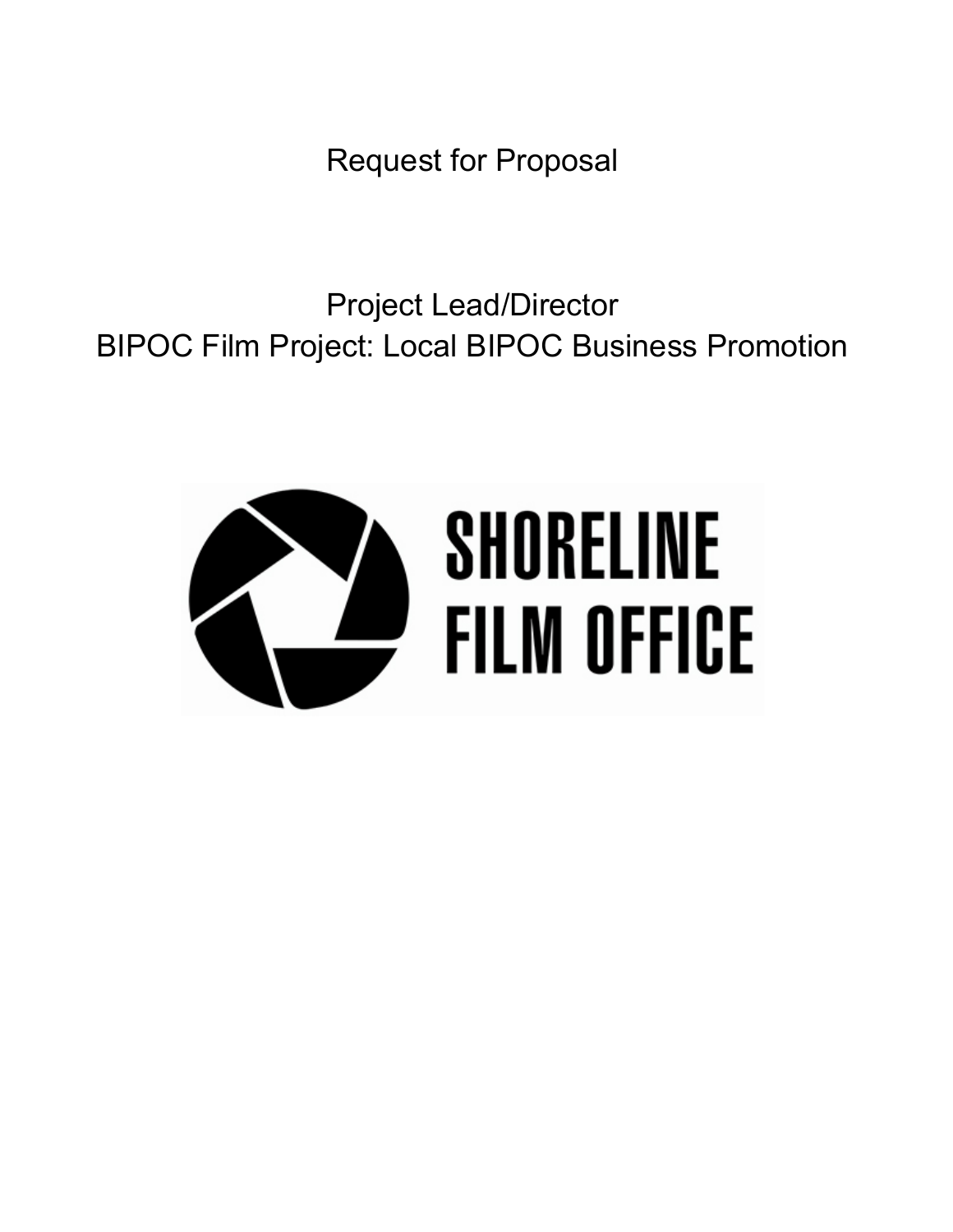# Request for Proposal

## Project Lead/Director
## BIPOC Film Project: Local BIPOC Business Promotion

SHORELINE FILM OFFICE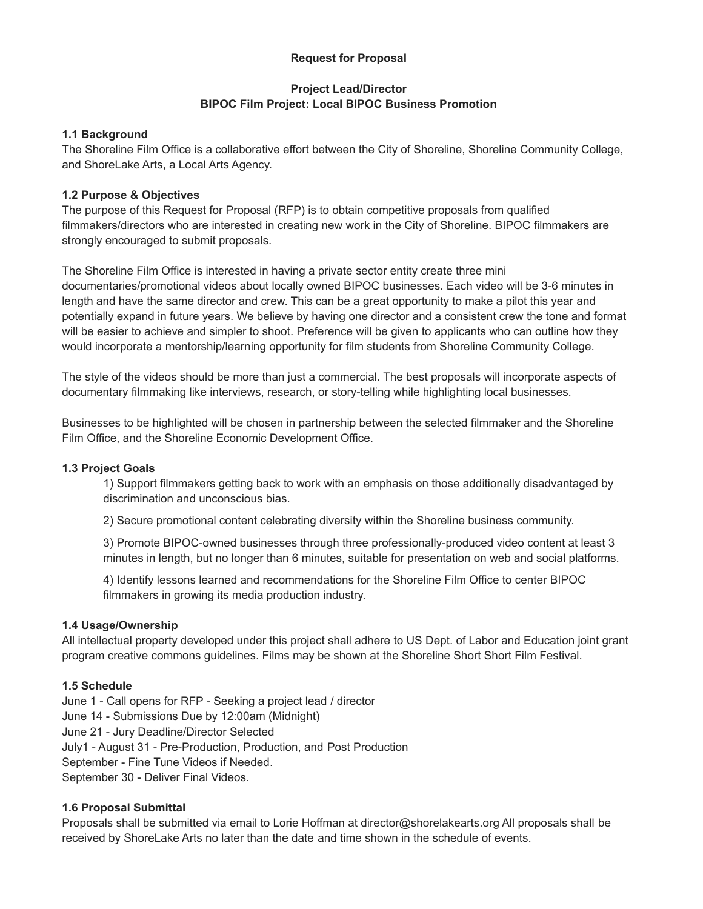**Request for Proposal**

**Project Lead/Director**
**BIPOC Film Project: Local BIPOC Business Promotion**

### 1.1 Background

The Shoreline Film Office is a collaborative effort between the City of Shoreline, Shoreline Community College, and ShoreLake Arts, a Local Arts Agency.

### 1.2 Purpose & Objectives

The purpose of this Request for Proposal (RFP) is to obtain competitive proposals from qualified filmmakers/directors who are interested in creating new work in the City of Shoreline. BIPOC filmmakers are strongly encouraged to submit proposals.

The Shoreline Film Office is interested in having a private sector entity create three mini documentaries/promotional videos about locally owned BIPOC businesses. Each video will be 3-6 minutes in length and have the same director and crew. This can be a great opportunity to make a pilot this year and potentially expand in future years. We believe by having one director and a consistent crew the tone and format will be easier to achieve and simpler to shoot. Preference will be given to applicants who can outline how they would incorporate a mentorship/learning opportunity for film students from Shoreline Community College.

The style of the videos should be more than just a commercial. The best proposals will incorporate aspects of documentary filmmaking like interviews, research, or story-telling while highlighting local businesses.

Businesses to be highlighted will be chosen in partnership between the selected filmmaker and the Shoreline Film Office, and the Shoreline Economic Development Office.

### 1.3 Project Goals

1) Support filmmakers getting back to work with an emphasis on those additionally disadvantaged by discrimination and unconscious bias.

2) Secure promotional content celebrating diversity within the Shoreline business community.

3) Promote BIPOC-owned businesses through three professionally-produced video content at least 3 minutes in length, but no longer than 6 minutes, suitable for presentation on web and social platforms.

4) Identify lessons learned and recommendations for the Shoreline Film Office to center BIPOC filmmakers in growing its media production industry.

### 1.4 Usage/Ownership

All intellectual property developed under this project shall adhere to US Dept. of Labor and Education joint grant program creative commons guidelines. Films may be shown at the Shoreline Short Short Film Festival.

### 1.5 Schedule

June 1 - Call opens for RFP - Seeking a project lead / director
June 14 - Submissions Due by 12:00am (Midnight)
June 21 - Jury Deadline/Director Selected
July1 - August 31 - Pre-Production, Production, and Post Production
September - Fine Tune Videos if Needed.
September 30 - Deliver Final Videos.

### 1.6 Proposal Submittal

Proposals shall be submitted via email to Lorie Hoffman at director@shorelakearts.org All proposals shall be received by ShoreLake Arts no later than the date and time shown in the schedule of events.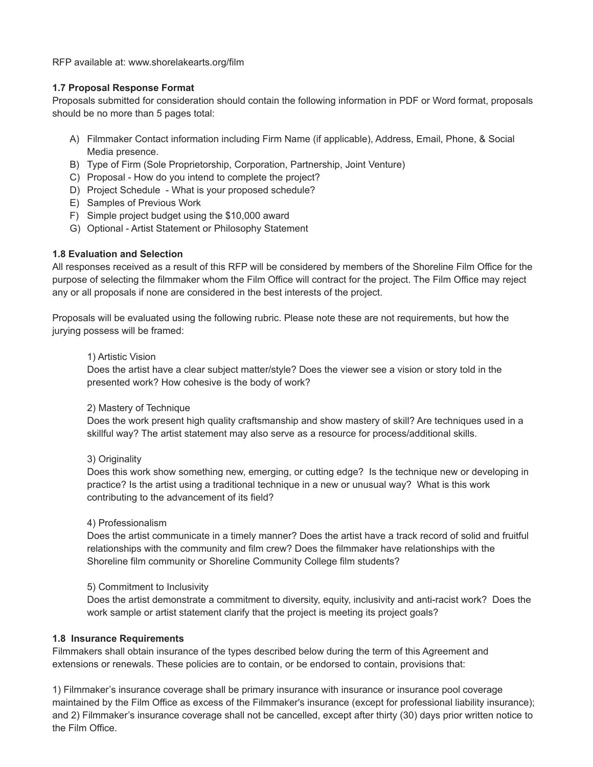RFP available at: www.shorelakearts.org/film

### 1.7 Proposal Response Format

Proposals submitted for consideration should contain the following information in PDF or Word format, proposals should be no more than 5 pages total:

A) Filmmaker Contact information including Firm Name (if applicable), Address, Email, Phone, & Social Media presence.
B) Type of Firm (Sole Proprietorship, Corporation, Partnership, Joint Venture)
C) Proposal - How do you intend to complete the project?
D) Project Schedule - What is your proposed schedule?
E) Samples of Previous Work
F) Simple project budget using the $10,000 award
G) Optional - Artist Statement or Philosophy Statement

### 1.8 Evaluation and Selection

All responses received as a result of this RFP will be considered by members of the Shoreline Film Office for the purpose of selecting the filmmaker whom the Film Office will contract for the project. The Film Office may reject any or all proposals if none are considered in the best interests of the project.

Proposals will be evaluated using the following rubric. Please note these are not requirements, but how the jurying possess will be framed:

1) Artistic Vision
Does the artist have a clear subject matter/style? Does the viewer see a vision or story told in the presented work? How cohesive is the body of work?

2) Mastery of Technique
Does the work present high quality craftsmanship and show mastery of skill? Are techniques used in a skillful way? The artist statement may also serve as a resource for process/additional skills.

3) Originality
Does this work show something new, emerging, or cutting edge? Is the technique new or developing in practice? Is the artist using a traditional technique in a new or unusual way? What is this work contributing to the advancement of its field?

4) Professionalism
Does the artist communicate in a timely manner? Does the artist have a track record of solid and fruitful relationships with the community and film crew? Does the filmmaker have relationships with the Shoreline film community or Shoreline Community College film students?

5) Commitment to Inclusivity
Does the artist demonstrate a commitment to diversity, equity, inclusivity and anti-racist work? Does the work sample or artist statement clarify that the project is meeting its project goals?

### 1.8 Insurance Requirements

Filmmakers shall obtain insurance of the types described below during the term of this Agreement and extensions or renewals. These policies are to contain, or be endorsed to contain, provisions that:

1) Filmmaker's insurance coverage shall be primary insurance with insurance or insurance pool coverage maintained by the Film Office as excess of the Filmmaker's insurance (except for professional liability insurance); and 2) Filmmaker's insurance coverage shall not be cancelled, except after thirty (30) days prior written notice to the Film Office.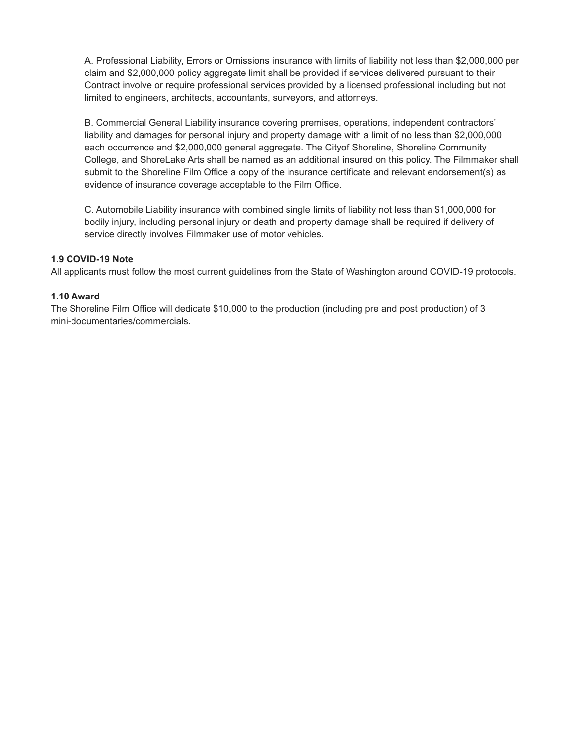A. Professional Liability, Errors or Omissions insurance with limits of liability not less than $2,000,000 per claim and $2,000,000 policy aggregate limit shall be provided if services delivered pursuant to their Contract involve or require professional services provided by a licensed professional including but not limited to engineers, architects, accountants, surveyors, and attorneys.

B. Commercial General Liability insurance covering premises, operations, independent contractors' liability and damages for personal injury and property damage with a limit of no less than $2,000,000 each occurrence and $2,000,000 general aggregate. The Cityof Shoreline, Shoreline Community College, and ShoreLake Arts shall be named as an additional insured on this policy. The Filmmaker shall submit to the Shoreline Film Office a copy of the insurance certificate and relevant endorsement(s) as evidence of insurance coverage acceptable to the Film Office.

C. Automobile Liability insurance with combined single limits of liability not less than $1,000,000 for bodily injury, including personal injury or death and property damage shall be required if delivery of service directly involves Filmmaker use of motor vehicles.

**1.9 COVID-19 Note**

All applicants must follow the most current guidelines from the State of Washington around COVID-19 protocols.

**1.10 Award**

The Shoreline Film Office will dedicate $10,000 to the production (including pre and post production) of 3 mini-documentaries/commercials.